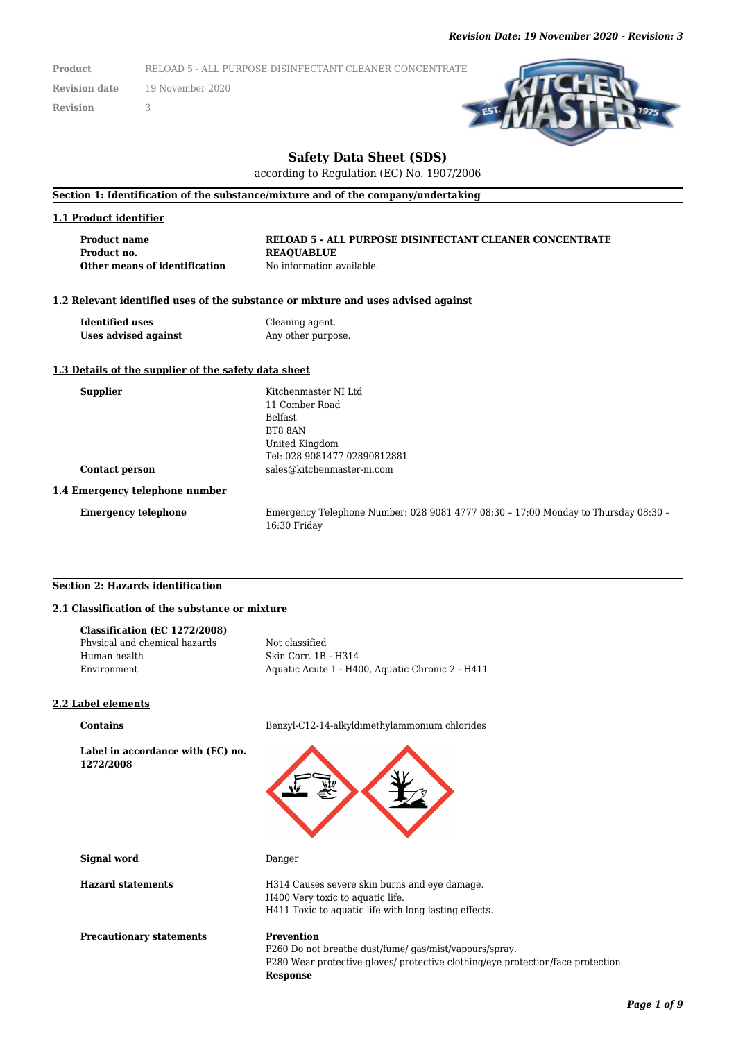| Product | RELOAD 5 - ALL PURPOSE DISINFECTANT CLEANER CONCENTRATE |
| --- | --- |
| Revision date | 19 November 2020 |
| Revision | 3 |

# Safety Data Sheet (SDS)

according to Regulation (EC) No. 1907/2006

## Section 1: Identification of the substance/mixture and of the company/undertaking

### 1.1 Product identifier

**Product name** **RELOAD 5 - ALL PURPOSE DISINFECTANT CLEANER CONCENTRATE**
**Product no.** **REAQUABLUE**
**Other means of identification** No information available.

### 1.2 Relevant identified uses of the substance or mixture and uses advised against

**Identified uses** Cleaning agent.
**Uses advised against** Any other purpose.

### 1.3 Details of the supplier of the safety data sheet

**Supplier**
Kitchenmaster NI Ltd
11 Comber Road
Belfast
BT8 8AN
United Kingdom
Tel: 028 9081477 02890812881

**Contact person** sales@kitchenmaster-ni.com

### 1.4 Emergency telephone number

**Emergency telephone** Emergency Telephone Number: 028 9081 4777 08:30 – 17:00 Monday to Thursday 08:30 – 16:30 Friday

## Section 2: Hazards identification

### 2.1 Classification of the substance or mixture

**Classification (EC 1272/2008)**
Physical and chemical hazards: Not classified
Human health: Skin Corr. 1B - H314
Environment: Aquatic Acute 1 - H400, Aquatic Chronic 2 - H411

### 2.2 Label elements

**Contains** Benzyl-C12-14-alkyldimethylammonium chlorides

**Label in accordance with (EC) no. 1272/2008**

**Signal word** Danger

**Hazard statements**
H314 Causes severe skin burns and eye damage.
H400 Very toxic to aquatic life.
H411 Toxic to aquatic life with long lasting effects.

**Precautionary statements**
**Prevention**
P260 Do not breathe dust/fume/ gas/mist/vapours/spray.
P280 Wear protective gloves/ protective clothing/eye protection/face protection.
**Response**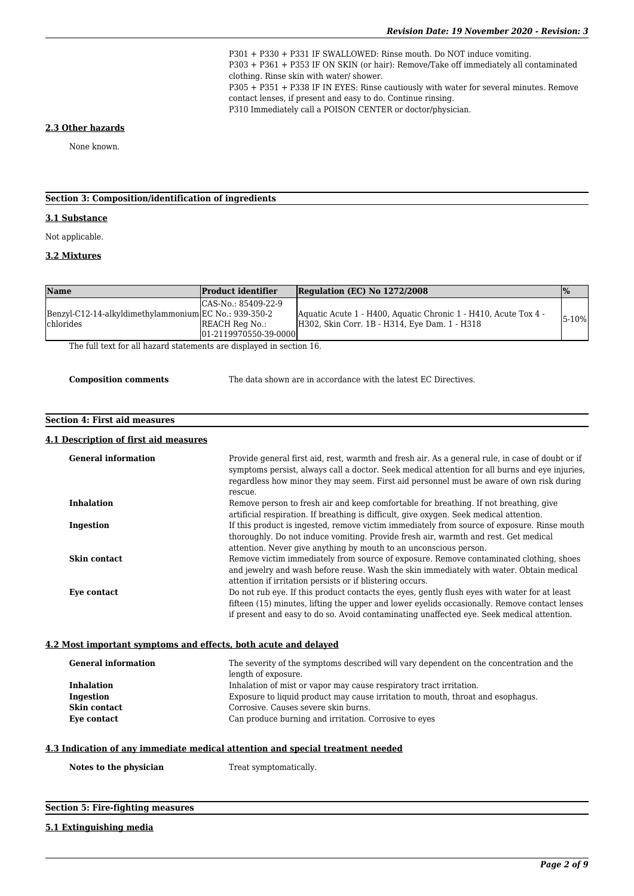P301 + P330 + P331 IF SWALLOWED: Rinse mouth. Do NOT induce vomiting.
P303 + P361 + P353 IF ON SKIN (or hair): Remove/Take off immediately all contaminated clothing. Rinse skin with water/ shower.
P305 + P351 + P338 IF IN EYES: Rinse cautiously with water for several minutes. Remove contact lenses, if present and easy to do. Continue rinsing.
P310 Immediately call a POISON CENTER or doctor/physician.

### 2.3 Other hazards

None known.

## Section 3: Composition/identification of ingredients

### 3.1 Substance

Not applicable.

### 3.2 Mixtures

| Name | Product identifier | Regulation (EC) No 1272/2008 | % |
|---|---|---|---|
| Benzyl-C12-14-alkyldimethylammonium chlorides | CAS-No.: 85409-22-9 EC No.: 939-350-2 REACH Reg No.: 01-2119970550-39-0000 | Aquatic Acute 1 - H400, Aquatic Chronic 1 - H410, Acute Tox 4 - H302, Skin Corr. 1B - H314, Eye Dam. 1 - H318 | 5-10% |

The full text for all hazard statements are displayed in section 16.

**Composition comments** The data shown are in accordance with the latest EC Directives.

## Section 4: First aid measures

### 4.1 Description of first aid measures

**General information** Provide general first aid, rest, warmth and fresh air. As a general rule, in case of doubt or if symptoms persist, always call a doctor. Seek medical attention for all burns and eye injuries, regardless how minor they may seem. First aid personnel must be aware of own risk during rescue.

**Inhalation** Remove person to fresh air and keep comfortable for breathing. If not breathing, give artificial respiration. If breathing is difficult, give oxygen. Seek medical attention.

**Ingestion** If this product is ingested, remove victim immediately from source of exposure. Rinse mouth thoroughly. Do not induce vomiting. Provide fresh air, warmth and rest. Get medical attention. Never give anything by mouth to an unconscious person.

**Skin contact** Remove victim immediately from source of exposure. Remove contaminated clothing, shoes and jewelry and wash before reuse. Wash the skin immediately with water. Obtain medical attention if irritation persists or if blistering occurs.

**Eye contact** Do not rub eye. If this product contacts the eyes, gently flush eyes with water for at least fifteen (15) minutes, lifting the upper and lower eyelids occasionally. Remove contact lenses if present and easy to do so. Avoid contaminating unaffected eye. Seek medical attention.

### 4.2 Most important symptoms and effects, both acute and delayed

**General information** The severity of the symptoms described will vary dependent on the concentration and the length of exposure.

**Inhalation** Inhalation of mist or vapor may cause respiratory tract irritation.

**Ingestion** Exposure to liquid product may cause irritation to mouth, throat and esophagus.

**Skin contact** Corrosive. Causes severe skin burns.

**Eye contact** Can produce burning and irritation. Corrosive to eyes

### 4.3 Indication of any immediate medical attention and special treatment needed

**Notes to the physician** Treat symptomatically.

## Section 5: Fire-fighting measures

### 5.1 Extinguishing media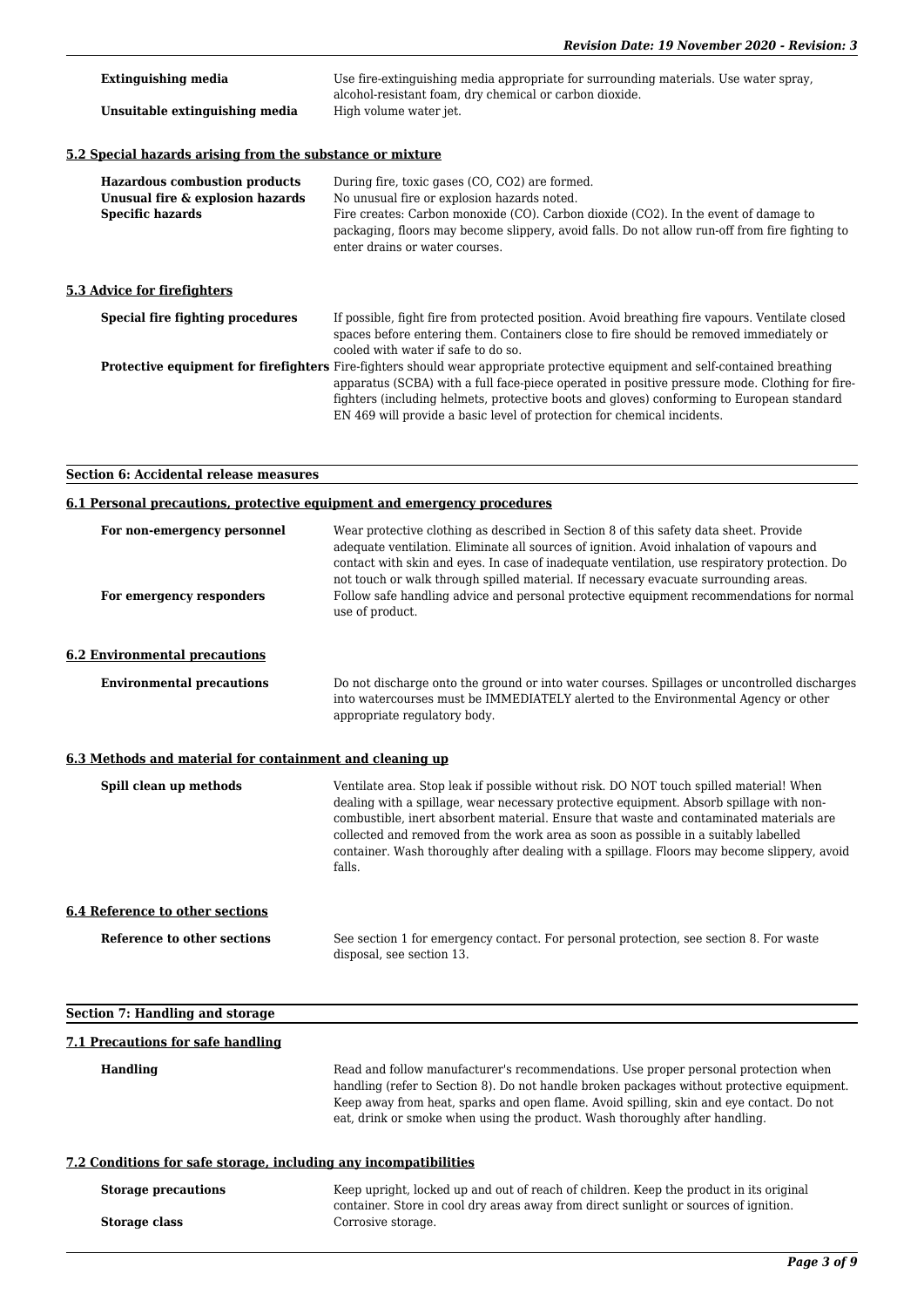**Extinguishing media** Use fire-extinguishing media appropriate for surrounding materials. Use water spray, alcohol-resistant foam, dry chemical or carbon dioxide.

**Unsuitable extinguishing media** High volume water jet.

### 5.2 Special hazards arising from the substance or mixture

**Hazardous combustion products** During fire, toxic gases (CO, $CO_2$) are formed.

**Unusual fire & explosion hazards** No unusual fire or explosion hazards noted.

**Specific hazards** Fire creates: Carbon monoxide (CO). Carbon dioxide ($CO_2$). In the event of damage to packaging, floors may become slippery, avoid falls. Do not allow run-off from fire fighting to enter drains or water courses.

### 5.3 Advice for firefighters

**Special fire fighting procedures** If possible, fight fire from protected position. Avoid breathing fire vapours. Ventilate closed spaces before entering them. Containers close to fire should be removed immediately or cooled with water if safe to do so.

**Protective equipment for firefighters** Fire-fighters should wear appropriate protective equipment and self-contained breathing apparatus (SCBA) with a full face-piece operated in positive pressure mode. Clothing for fire-fighters (including helmets, protective boots and gloves) conforming to European standard EN 469 will provide a basic level of protection for chemical incidents.

## Section 6: Accidental release measures

### 6.1 Personal precautions, protective equipment and emergency procedures

**For non-emergency personnel** Wear protective clothing as described in Section 8 of this safety data sheet. Provide adequate ventilation. Eliminate all sources of ignition. Avoid inhalation of vapours and contact with skin and eyes. In case of inadequate ventilation, use respiratory protection. Do not touch or walk through spilled material. If necessary evacuate surrounding areas.

**For emergency responders** Follow safe handling advice and personal protective equipment recommendations for normal use of product.

### 6.2 Environmental precautions

**Environmental precautions** Do not discharge onto the ground or into water courses. Spillages or uncontrolled discharges into watercourses must be IMMEDIATELY alerted to the Environmental Agency or other appropriate regulatory body.

### 6.3 Methods and material for containment and cleaning up

**Spill clean up methods** Ventilate area. Stop leak if possible without risk. DO NOT touch spilled material! When dealing with a spillage, wear necessary protective equipment. Absorb spillage with non-combustible, inert absorbent material. Ensure that waste and contaminated materials are collected and removed from the work area as soon as possible in a suitably labelled container. Wash thoroughly after dealing with a spillage. Floors may become slippery, avoid falls.

### 6.4 Reference to other sections

**Reference to other sections** See section 1 for emergency contact. For personal protection, see section 8. For waste disposal, see section 13.

## Section 7: Handling and storage

### 7.1 Precautions for safe handling

**Handling** Read and follow manufacturer's recommendations. Use proper personal protection when handling (refer to Section 8). Do not handle broken packages without protective equipment. Keep away from heat, sparks and open flame. Avoid spilling, skin and eye contact. Do not eat, drink or smoke when using the product. Wash thoroughly after handling.

### 7.2 Conditions for safe storage, including any incompatibilities

**Storage precautions** Keep upright, locked up and out of reach of children. Keep the product in its original container. Store in cool dry areas away from direct sunlight or sources of ignition.

**Storage class** Corrosive storage.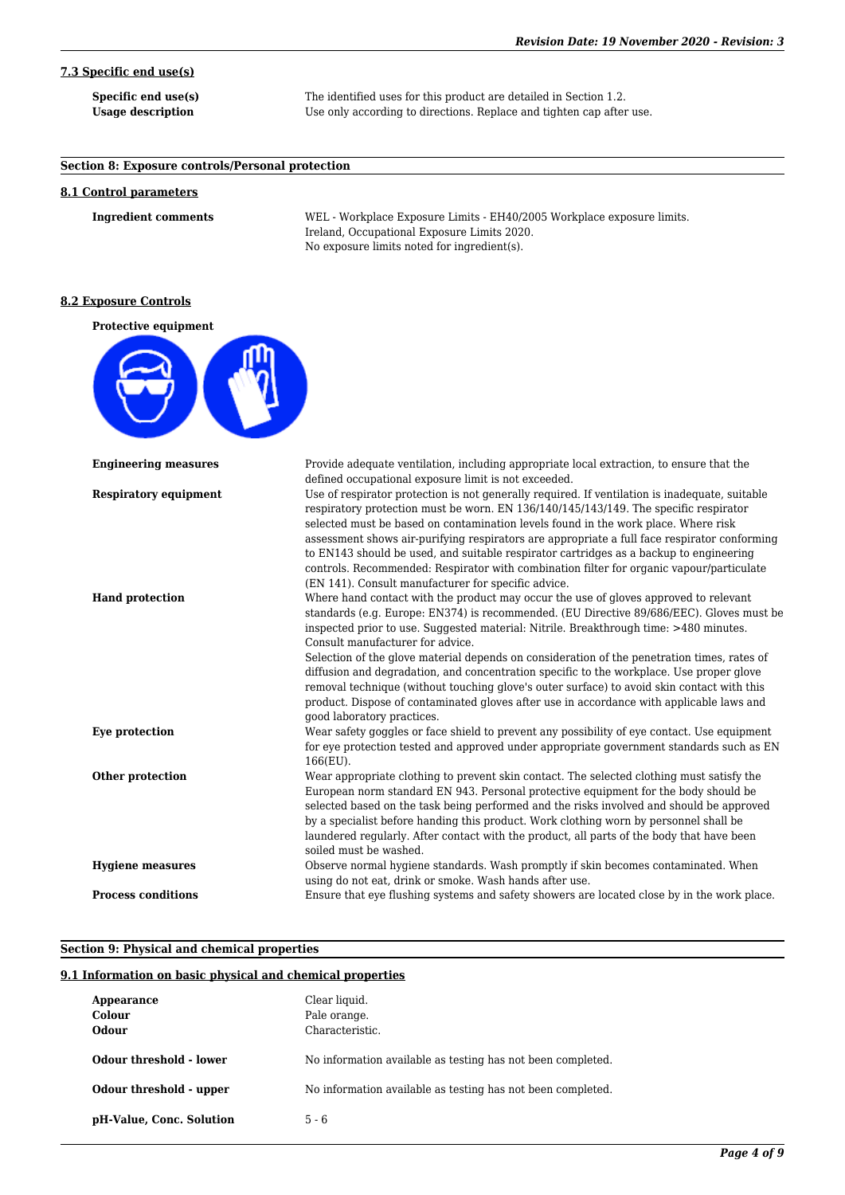### 7.3 Specific end use(s)

| | |
|---|---|
| **Specific end use(s)** | The identified uses for this product are detailed in Section 1.2. |
| **Usage description** | Use only according to directions. Replace and tighten cap after use. |

## Section 8: Exposure controls/Personal protection

### 8.1 Control parameters

**Ingredient comments**

WEL - Workplace Exposure Limits - EH40/2005 Workplace exposure limits.
Ireland, Occupational Exposure Limits 2020.
No exposure limits noted for ingredient(s).

### 8.2 Exposure Controls

**Protective equipment**

| | |
|---|---|
| **Engineering measures** | Provide adequate ventilation, including appropriate local extraction, to ensure that the defined occupational exposure limit is not exceeded. |
| **Respiratory equipment** | Use of respirator protection is not generally required. If ventilation is inadequate, suitable respiratory protection must be worn. EN 136/140/145/143/149. The specific respirator selected must be based on contamination levels found in the work place. Where risk assessment shows air-purifying respirators are appropriate a full face respirator conforming to EN143 should be used, and suitable respirator cartridges as a backup to engineering controls. Recommended: Respirator with combination filter for organic vapour/particulate (EN 141). Consult manufacturer for specific advice. |
| **Hand protection** | Where hand contact with the product may occur the use of gloves approved to relevant standards (e.g. Europe: EN374) is recommended. (EU Directive 89/686/EEC). Gloves must be inspected prior to use. Suggested material: Nitrile. Breakthrough time: >480 minutes. Consult manufacturer for advice.<br>Selection of the glove material depends on consideration of the penetration times, rates of diffusion and degradation, and concentration specific to the workplace. Use proper glove removal technique (without touching glove's outer surface) to avoid skin contact with this product. Dispose of contaminated gloves after use in accordance with applicable laws and good laboratory practices. |
| **Eye protection** | Wear safety goggles or face shield to prevent any possibility of eye contact. Use equipment for eye protection tested and approved under appropriate government standards such as EN 166(EU). |
| **Other protection** | Wear appropriate clothing to prevent skin contact. The selected clothing must satisfy the European norm standard EN 943. Personal protective equipment for the body should be selected based on the task being performed and the risks involved and should be approved by a specialist before handing this product. Work clothing worn by personnel shall be laundered regularly. After contact with the product, all parts of the body that have been soiled must be washed. |
| **Hygiene measures** | Observe normal hygiene standards. Wash promptly if skin becomes contaminated. When using do not eat, drink or smoke. Wash hands after use. |
| **Process conditions** | Ensure that eye flushing systems and safety showers are located close by in the work place. |

## Section 9: Physical and chemical properties

### 9.1 Information on basic physical and chemical properties

| | |
|---|---|
| **Appearance** | Clear liquid. |
| **Colour** | Pale orange. |
| **Odour** | Characteristic. |
| **Odour threshold - lower** | No information available as testing has not been completed. |
| **Odour threshold - upper** | No information available as testing has not been completed. |
| **pH-Value, Conc. Solution** | 5 - 6 |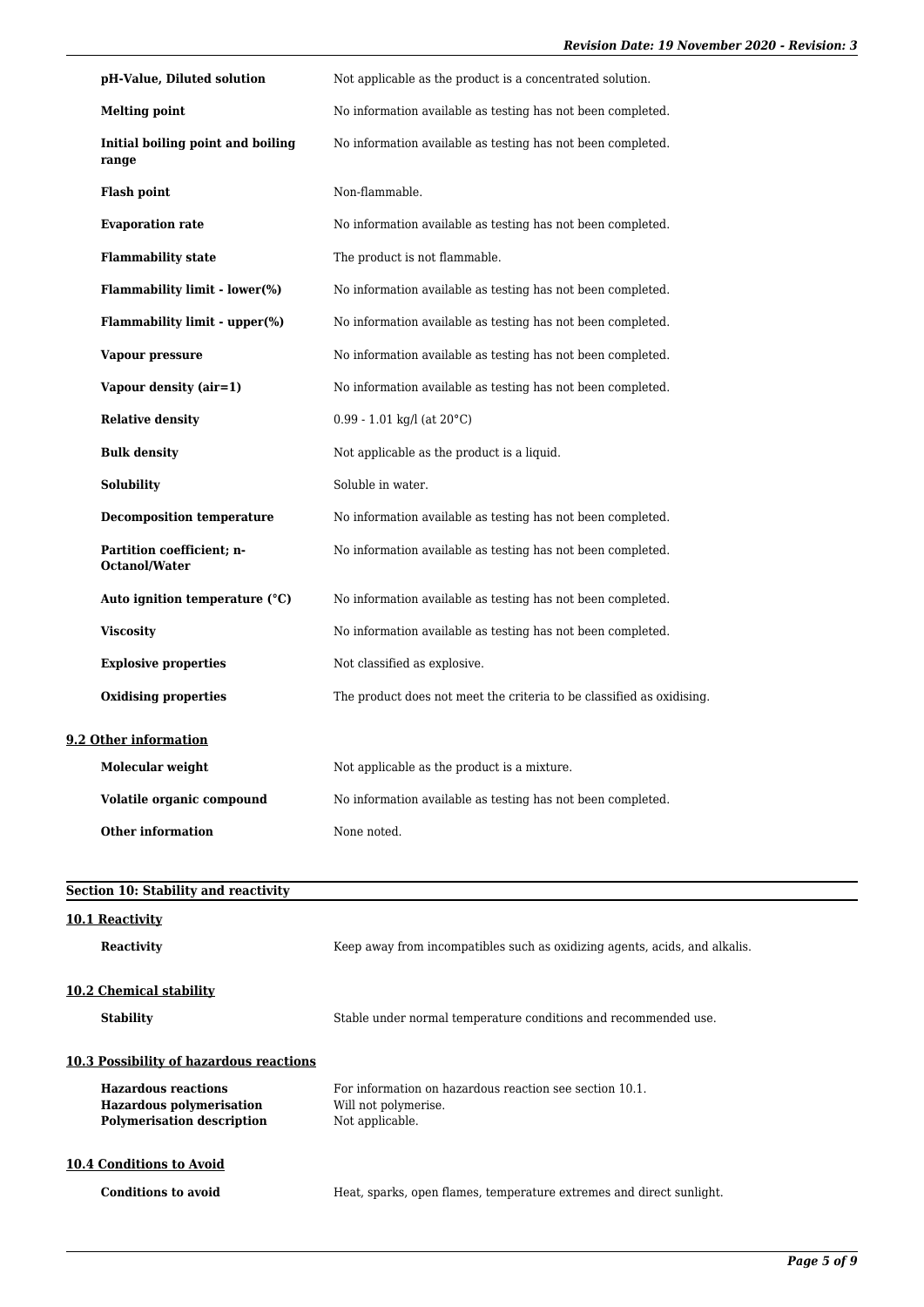| | |
|---|---|
| **pH-Value, Diluted solution** | Not applicable as the product is a concentrated solution. |
| **Melting point** | No information available as testing has not been completed. |
| **Initial boiling point and boiling range** | No information available as testing has not been completed. |
| **Flash point** | Non-flammable. |
| **Evaporation rate** | No information available as testing has not been completed. |
| **Flammability state** | The product is not flammable. |
| **Flammability limit - lower(%)** | No information available as testing has not been completed. |
| **Flammability limit - upper(%)** | No information available as testing has not been completed. |
| **Vapour pressure** | No information available as testing has not been completed. |
| **Vapour density (air=1)** | No information available as testing has not been completed. |
| **Relative density** | 0.99 - 1.01 kg/l (at 20°C) |
| **Bulk density** | Not applicable as the product is a liquid. |
| **Solubility** | Soluble in water. |
| **Decomposition temperature** | No information available as testing has not been completed. |
| **Partition coefficient; n-Octanol/Water** | No information available as testing has not been completed. |
| **Auto ignition temperature (°C)** | No information available as testing has not been completed. |
| **Viscosity** | No information available as testing has not been completed. |
| **Explosive properties** | Not classified as explosive. |
| **Oxidising properties** | The product does not meet the criteria to be classified as oxidising. |

### 9.2 Other information

| | |
|---|---|
| **Molecular weight** | Not applicable as the product is a mixture. |
| **Volatile organic compound** | No information available as testing has not been completed. |
| **Other information** | None noted. |

## Section 10: Stability and reactivity

### 10.1 Reactivity

**Reactivity** Keep away from incompatibles such as oxidizing agents, acids, and alkalis.

### 10.2 Chemical stability

**Stability** Stable under normal temperature conditions and recommended use.

### 10.3 Possibility of hazardous reactions

| | |
|---|---|
| **Hazardous reactions** | For information on hazardous reaction see section 10.1. |
| **Hazardous polymerisation** | Will not polymerise. |
| **Polymerisation description** | Not applicable. |

### 10.4 Conditions to Avoid

**Conditions to avoid** Heat, sparks, open flames, temperature extremes and direct sunlight.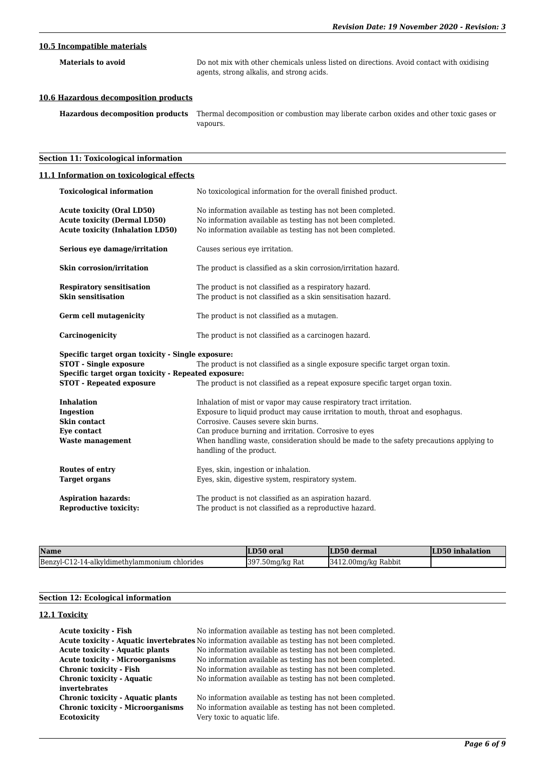### 10.5 Incompatible materials

**Materials to avoid** — Do not mix with other chemicals unless listed on directions. Avoid contact with oxidising agents, strong alkalis, and strong acids.

### 10.6 Hazardous decomposition products

**Hazardous decomposition products** — Thermal decomposition or combustion may liberate carbon oxides and other toxic gases or vapours.

## Section 11: Toxicological information

### 11.1 Information on toxicological effects

**Toxicological information** — No toxicological information for the overall finished product.

**Acute toxicity (Oral LD50)** — No information available as testing has not been completed.
**Acute toxicity (Dermal LD50)** — No information available as testing has not been completed.
**Acute toxicity (Inhalation LD50)** — No information available as testing has not been completed.

**Serious eye damage/irritation** — Causes serious eye irritation.

**Skin corrosion/irritation** — The product is classified as a skin corrosion/irritation hazard.

**Respiratory sensitisation** — The product is not classified as a respiratory hazard.
**Skin sensitisation** — The product is not classified as a skin sensitisation hazard.

**Germ cell mutagenicity** — The product is not classified as a mutagen.

**Carcinogenicity** — The product is not classified as a carcinogen hazard.

**Specific target organ toxicity - Single exposure:**
**STOT - Single exposure** — The product is not classified as a single exposure specific target organ toxin.
**Specific target organ toxicity - Repeated exposure:**
**STOT - Repeated exposure** — The product is not classified as a repeat exposure specific target organ toxin.

**Inhalation** — Inhalation of mist or vapor may cause respiratory tract irritation.
**Ingestion** — Exposure to liquid product may cause irritation to mouth, throat and esophagus.
**Skin contact** — Corrosive. Causes severe skin burns.
**Eye contact** — Can produce burning and irritation. Corrosive to eyes
**Waste management** — When handling waste, consideration should be made to the safety precautions applying to handling of the product.

**Routes of entry** — Eyes, skin, ingestion or inhalation.
**Target organs** — Eyes, skin, digestive system, respiratory system.

**Aspiration hazards:** — The product is not classified as an aspiration hazard.
**Reproductive toxicity:** — The product is not classified as a reproductive hazard.

| Name | LD50 oral | LD50 dermal | LD50 inhalation |
|---|---|---|---|
| Benzyl-C12-14-alkyldimethylammonium chlorides | 397.50mg/kg Rat | 3412.00mg/kg Rabbit | |

## Section 12: Ecological information

### 12.1 Toxicity

**Acute toxicity - Fish** — No information available as testing has not been completed.
**Acute toxicity - Aquatic invertebrates** — No information available as testing has not been completed.
**Acute toxicity - Aquatic plants** — No information available as testing has not been completed.
**Acute toxicity - Microorganisms** — No information available as testing has not been completed.
**Chronic toxicity - Fish** — No information available as testing has not been completed.
**Chronic toxicity - Aquatic invertebrates** — No information available as testing has not been completed.
**Chronic toxicity - Aquatic plants** — No information available as testing has not been completed.
**Chronic toxicity - Microorganisms** — No information available as testing has not been completed.
**Ecotoxicity** — Very toxic to aquatic life.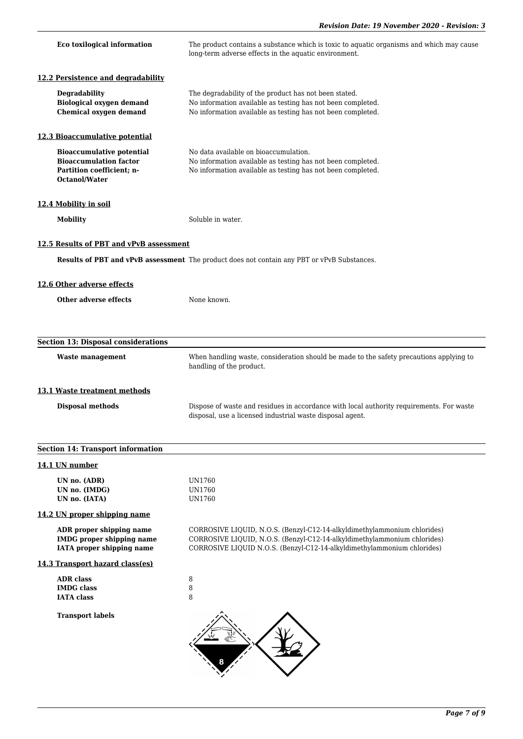| | |
|---|---|
| **Eco toxilogical information** | The product contains a substance which is toxic to aquatic organisms and which may cause long-term adverse effects in the aquatic environment. |

### 12.2 Persistence and degradability

| | |
|---|---|
| **Degradability** | The degradability of the product has not been stated. |
| **Biological oxygen demand** | No information available as testing has not been completed. |
| **Chemical oxygen demand** | No information available as testing has not been completed. |

### 12.3 Bioaccumulative potential

| | |
|---|---|
| **Bioaccumulative potential** | No data available on bioaccumulation. |
| **Bioaccumulation factor** | No information available as testing has not been completed. |
| **Partition coefficient; n-Octanol/Water** | No information available as testing has not been completed. |

### 12.4 Mobility in soil

| | |
|---|---|
| **Mobility** | Soluble in water. |

### 12.5 Results of PBT and vPvB assessment

**Results of PBT and vPvB assessment** The product does not contain any PBT or vPvB Substances.

### 12.6 Other adverse effects

| | |
|---|---|
| **Other adverse effects** | None known. |

## Section 13: Disposal considerations

| | |
|---|---|
| **Waste management** | When handling waste, consideration should be made to the safety precautions applying to handling of the product. |

### 13.1 Waste treatment methods

| | |
|---|---|
| **Disposal methods** | Dispose of waste and residues in accordance with local authority requirements. For waste disposal, use a licensed industrial waste disposal agent. |

## Section 14: Transport information

### 14.1 UN number

| | |
|---|---|
| **UN no. (ADR)** | UN1760 |
| **UN no. (IMDG)** | UN1760 |
| **UN no. (IATA)** | UN1760 |

### 14.2 UN proper shipping name

| | |
|---|---|
| **ADR proper shipping name** | CORROSIVE LIQUID, N.O.S. (Benzyl-C12-14-alkyldimethylammonium chlorides) |
| **IMDG proper shipping name** | CORROSIVE LIQUID, N.O.S. (Benzyl-C12-14-alkyldimethylammonium chlorides) |
| **IATA proper shipping name** | CORROSIVE LIQUID N.O.S. (Benzyl-C12-14-alkyldimethylammonium chlorides) |

### 14.3 Transport hazard class(es)

| | |
|---|---|
| **ADR class** | 8 |
| **IMDG class** | 8 |
| **IATA class** | 8 |

**Transport labels**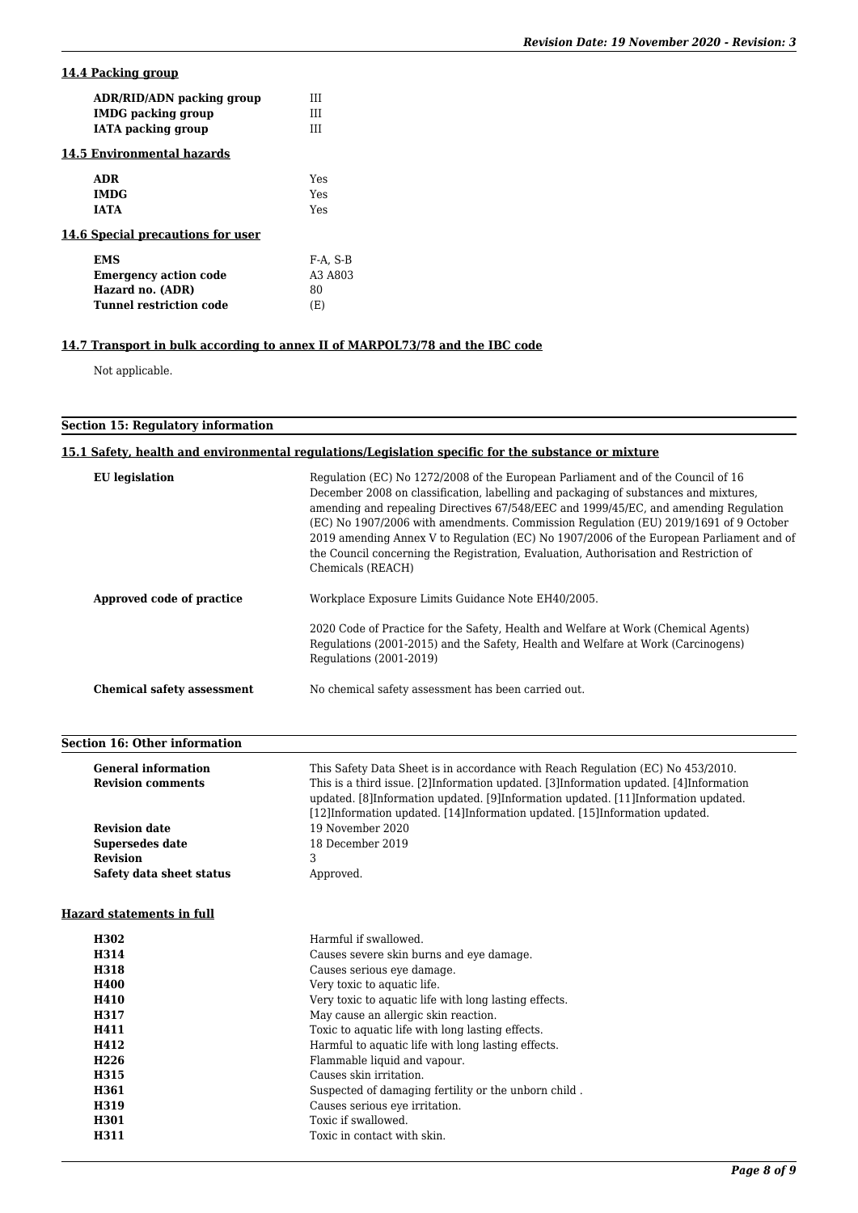### 14.4 Packing group

| | |
|---|---|
| **ADR/RID/ADN packing group** | III |
| **IMDG packing group** | III |
| **IATA packing group** | III |

### 14.5 Environmental hazards

| | |
|---|---|
| **ADR** | Yes |
| **IMDG** | Yes |
| **IATA** | Yes |

### 14.6 Special precautions for user

| | |
|---|---|
| **EMS** | F-A, S-B |
| **Emergency action code** | A3 A803 |
| **Hazard no. (ADR)** | 80 |
| **Tunnel restriction code** | (E) |

### 14.7 Transport in bulk according to annex II of MARPOL73/78 and the IBC code

Not applicable.

## Section 15: Regulatory information

### 15.1 Safety, health and environmental regulations/Legislation specific for the substance or mixture

| | |
|---|---|
| **EU legislation** | Regulation (EC) No 1272/2008 of the European Parliament and of the Council of 16 December 2008 on classification, labelling and packaging of substances and mixtures, amending and repealing Directives 67/548/EEC and 1999/45/EC, and amending Regulation (EC) No 1907/2006 with amendments. Commission Regulation (EU) 2019/1691 of 9 October 2019 amending Annex V to Regulation (EC) No 1907/2006 of the European Parliament and of the Council concerning the Registration, Evaluation, Authorisation and Restriction of Chemicals (REACH) |
| **Approved code of practice** | Workplace Exposure Limits Guidance Note EH40/2005.<br><br>2020 Code of Practice for the Safety, Health and Welfare at Work (Chemical Agents) Regulations (2001-2015) and the Safety, Health and Welfare at Work (Carcinogens) Regulations (2001-2019) |
| **Chemical safety assessment** | No chemical safety assessment has been carried out. |

## Section 16: Other information

| | |
|---|---|
| **General information** | This Safety Data Sheet is in accordance with Reach Regulation (EC) No 453/2010. |
| **Revision comments** | This is a third issue. [2]Information updated. [3]Information updated. [4]Information updated. [8]Information updated. [9]Information updated. [11]Information updated. [12]Information updated. [14]Information updated. [15]Information updated. |
| **Revision date** | 19 November 2020 |
| **Supersedes date** | 18 December 2019 |
| **Revision** | 3 |
| **Safety data sheet status** | Approved. |

### Hazard statements in full

| | |
|---|---|
| **H302** | Harmful if swallowed. |
| **H314** | Causes severe skin burns and eye damage. |
| **H318** | Causes serious eye damage. |
| **H400** | Very toxic to aquatic life. |
| **H410** | Very toxic to aquatic life with long lasting effects. |
| **H317** | May cause an allergic skin reaction. |
| **H411** | Toxic to aquatic life with long lasting effects. |
| **H412** | Harmful to aquatic life with long lasting effects. |
| **H226** | Flammable liquid and vapour. |
| **H315** | Causes skin irritation. |
| **H361** | Suspected of damaging fertility or the unborn child . |
| **H319** | Causes serious eye irritation. |
| **H301** | Toxic if swallowed. |
| **H311** | Toxic in contact with skin. |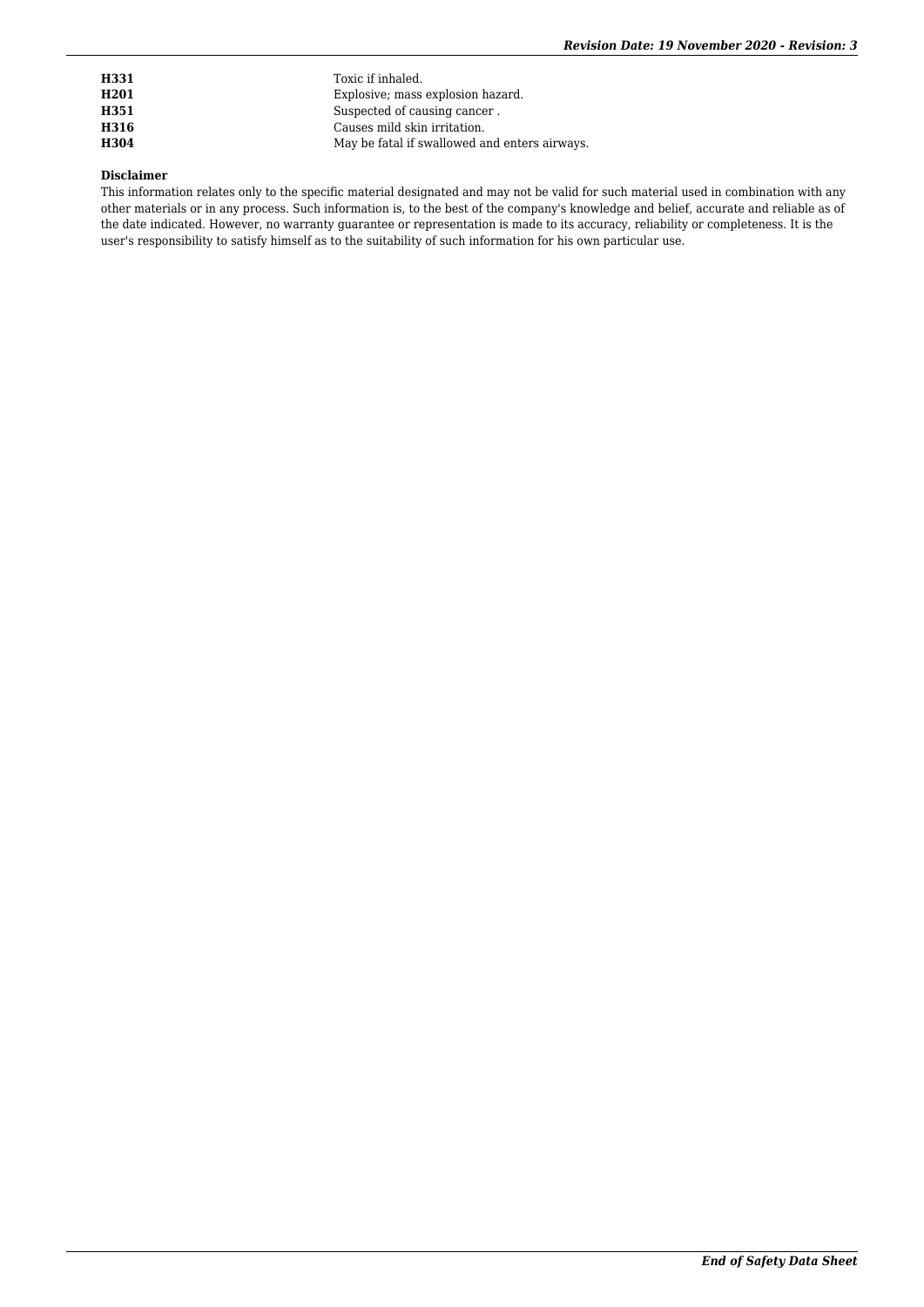| | |
|---|---|
| **H331** | Toxic if inhaled. |
| **H201** | Explosive; mass explosion hazard. |
| **H351** | Suspected of causing cancer . |
| **H316** | Causes mild skin irritation. |
| **H304** | May be fatal if swallowed and enters airways. |

**Disclaimer**

This information relates only to the specific material designated and may not be valid for such material used in combination with any other materials or in any process. Such information is, to the best of the company's knowledge and belief, accurate and reliable as of the date indicated. However, no warranty guarantee or representation is made to its accuracy, reliability or completeness. It is the user's responsibility to satisfy himself as to the suitability of such information for his own particular use.

***End of Safety Data Sheet***